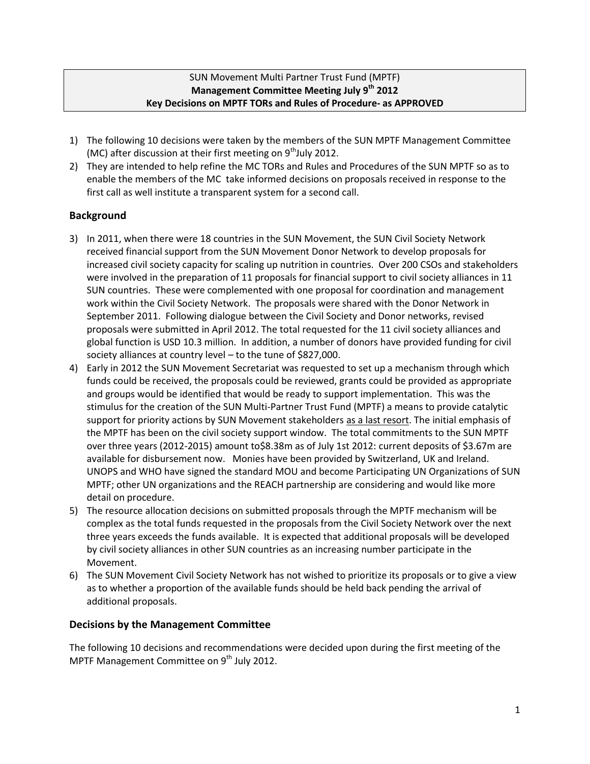SUN Movement Multi Partner Trust Fund (MPTF)
**Management Committee Meeting July 9th 2012**
**Key Decisions on MPTF TORs and Rules of Procedure- as APPROVED**

1) The following 10 decisions were taken by the members of the SUN MPTF Management Committee (MC) after discussion at their first meeting on 9th July 2012.
2) They are intended to help refine the MC TORs and Rules and Procedures of the SUN MPTF so as to enable the members of the MC take informed decisions on proposals received in response to the first call as well institute a transparent system for a second call.

## Background

3) In 2011, when there were 18 countries in the SUN Movement, the SUN Civil Society Network received financial support from the SUN Movement Donor Network to develop proposals for increased civil society capacity for scaling up nutrition in countries. Over 200 CSOs and stakeholders were involved in the preparation of 11 proposals for financial support to civil society alliances in 11 SUN countries. These were complemented with one proposal for coordination and management work within the Civil Society Network. The proposals were shared with the Donor Network in September 2011. Following dialogue between the Civil Society and Donor networks, revised proposals were submitted in April 2012. The total requested for the 11 civil society alliances and global function is USD 10.3 million. In addition, a number of donors have provided funding for civil society alliances at country level – to the tune of $827,000.
4) Early in 2012 the SUN Movement Secretariat was requested to set up a mechanism through which funds could be received, the proposals could be reviewed, grants could be provided as appropriate and groups would be identified that would be ready to support implementation. This was the stimulus for the creation of the SUN Multi-Partner Trust Fund (MPTF) a means to provide catalytic support for priority actions by SUN Movement stakeholders as a last resort. The initial emphasis of the MPTF has been on the civil society support window. The total commitments to the SUN MPTF over three years (2012-2015) amount to$8.38m as of July 1st 2012: current deposits of $3.67m are available for disbursement now. Monies have been provided by Switzerland, UK and Ireland. UNOPS and WHO have signed the standard MOU and become Participating UN Organizations of SUN MPTF; other UN organizations and the REACH partnership are considering and would like more detail on procedure.
5) The resource allocation decisions on submitted proposals through the MPTF mechanism will be complex as the total funds requested in the proposals from the Civil Society Network over the next three years exceeds the funds available. It is expected that additional proposals will be developed by civil society alliances in other SUN countries as an increasing number participate in the Movement.
6) The SUN Movement Civil Society Network has not wished to prioritize its proposals or to give a view as to whether a proportion of the available funds should be held back pending the arrival of additional proposals.

## Decisions by the Management Committee

The following 10 decisions and recommendations were decided upon during the first meeting of the MPTF Management Committee on 9th July 2012.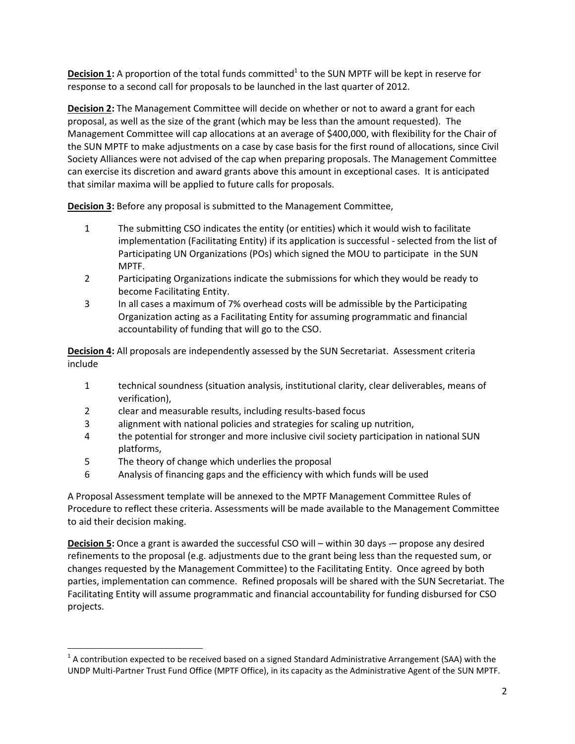**Decision 1:** A proportion of the total funds committed[1] to the SUN MPTF will be kept in reserve for response to a second call for proposals to be launched in the last quarter of 2012.

**Decision 2:** The Management Committee will decide on whether or not to award a grant for each proposal, as well as the size of the grant (which may be less than the amount requested). The Management Committee will cap allocations at an average of $400,000, with flexibility for the Chair of the SUN MPTF to make adjustments on a case by case basis for the first round of allocations, since Civil Society Alliances were not advised of the cap when preparing proposals. The Management Committee can exercise its discretion and award grants above this amount in exceptional cases. It is anticipated that similar maxima will be applied to future calls for proposals.

**Decision 3:** Before any proposal is submitted to the Management Committee,

1. The submitting CSO indicates the entity (or entities) which it would wish to facilitate implementation (Facilitating Entity) if its application is successful - selected from the list of Participating UN Organizations (POs) which signed the MOU to participate in the SUN MPTF.
2. Participating Organizations indicate the submissions for which they would be ready to become Facilitating Entity.
3. In all cases a maximum of 7% overhead costs will be admissible by the Participating Organization acting as a Facilitating Entity for assuming programmatic and financial accountability of funding that will go to the CSO.

**Decision 4:** All proposals are independently assessed by the SUN Secretariat. Assessment criteria include

1. technical soundness (situation analysis, institutional clarity, clear deliverables, means of verification),
2. clear and measurable results, including results-based focus
3. alignment with national policies and strategies for scaling up nutrition,
4. the potential for stronger and more inclusive civil society participation in national SUN platforms,
5. The theory of change which underlies the proposal
6. Analysis of financing gaps and the efficiency with which funds will be used

A Proposal Assessment template will be annexed to the MPTF Management Committee Rules of Procedure to reflect these criteria. Assessments will be made available to the Management Committee to aid their decision making.

**Decision 5:** Once a grant is awarded the successful CSO will – within 30 days -– propose any desired refinements to the proposal (e.g. adjustments due to the grant being less than the requested sum, or changes requested by the Management Committee) to the Facilitating Entity. Once agreed by both parties, implementation can commence. Refined proposals will be shared with the SUN Secretariat. The Facilitating Entity will assume programmatic and financial accountability for funding disbursed for CSO projects.

---

[1] A contribution expected to be received based on a signed Standard Administrative Arrangement (SAA) with the UNDP Multi-Partner Trust Fund Office (MPTF Office), in its capacity as the Administrative Agent of the SUN MPTF.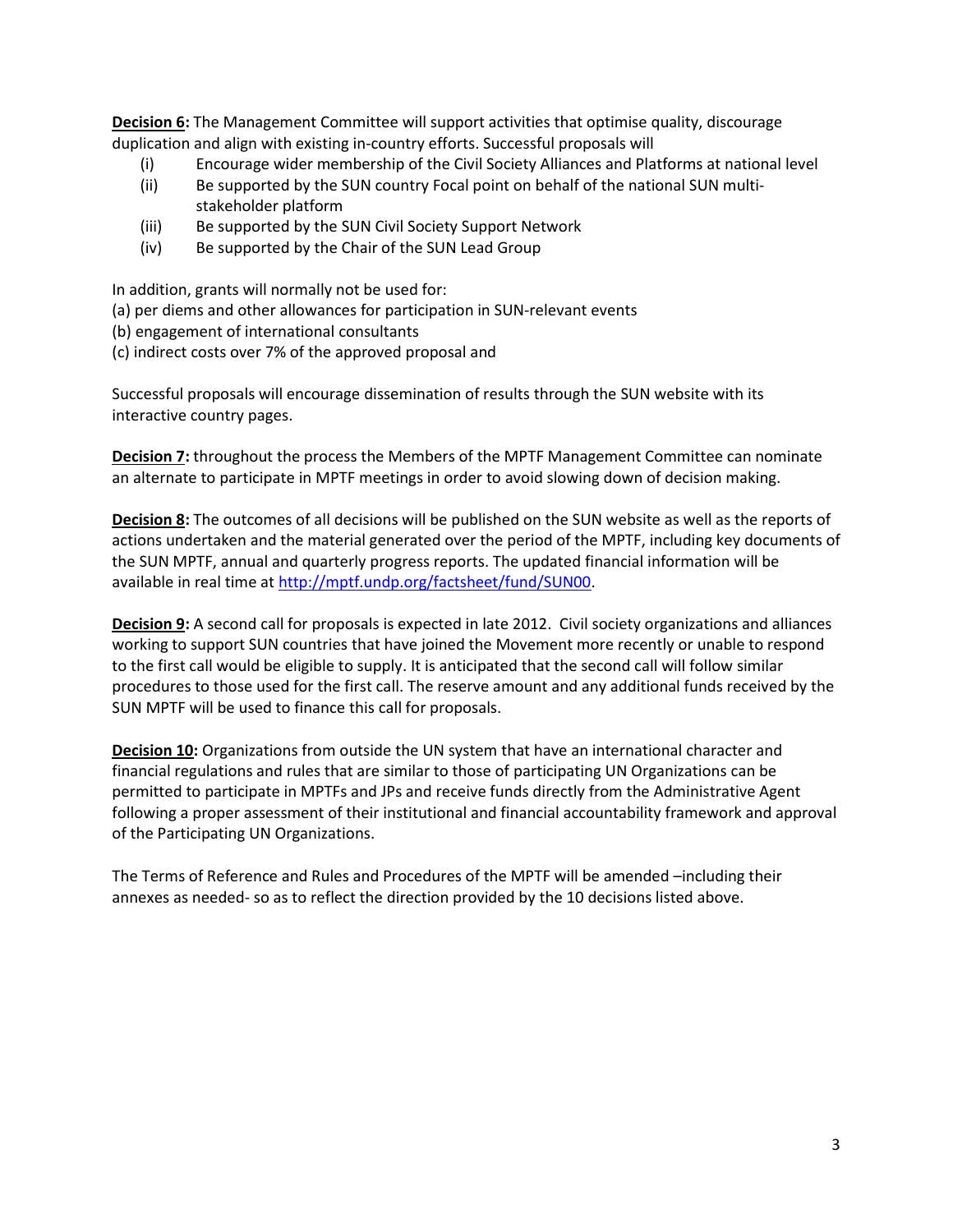**<u>Decision 6</u>:** The Management Committee will support activities that optimise quality, discourage duplication and align with existing in-country efforts. Successful proposals will

(i) Encourage wider membership of the Civil Society Alliances and Platforms at national level
(ii) Be supported by the SUN country Focal point on behalf of the national SUN multi-stakeholder platform
(iii) Be supported by the SUN Civil Society Support Network
(iv) Be supported by the Chair of the SUN Lead Group

In addition, grants will normally not be used for:
(a) per diems and other allowances for participation in SUN-relevant events
(b) engagement of international consultants
(c) indirect costs over 7% of the approved proposal and

Successful proposals will encourage dissemination of results through the SUN website with its interactive country pages.

**<u>Decision 7</u>:** throughout the process the Members of the MPTF Management Committee can nominate an alternate to participate in MPTF meetings in order to avoid slowing down of decision making.

**<u>Decision 8</u>:** The outcomes of all decisions will be published on the SUN website as well as the reports of actions undertaken and the material generated over the period of the MPTF, including key documents of the SUN MPTF, annual and quarterly progress reports. The updated financial information will be available in real time at http://mptf.undp.org/factsheet/fund/SUN00.

**<u>Decision 9</u>:** A second call for proposals is expected in late 2012. Civil society organizations and alliances working to support SUN countries that have joined the Movement more recently or unable to respond to the first call would be eligible to supply. It is anticipated that the second call will follow similar procedures to those used for the first call. The reserve amount and any additional funds received by the SUN MPTF will be used to finance this call for proposals.

**<u>Decision 10</u>:** Organizations from outside the UN system that have an international character and financial regulations and rules that are similar to those of participating UN Organizations can be permitted to participate in MPTFs and JPs and receive funds directly from the Administrative Agent following a proper assessment of their institutional and financial accountability framework and approval of the Participating UN Organizations.

The Terms of Reference and Rules and Procedures of the MPTF will be amended –including their annexes as needed- so as to reflect the direction provided by the 10 decisions listed above.